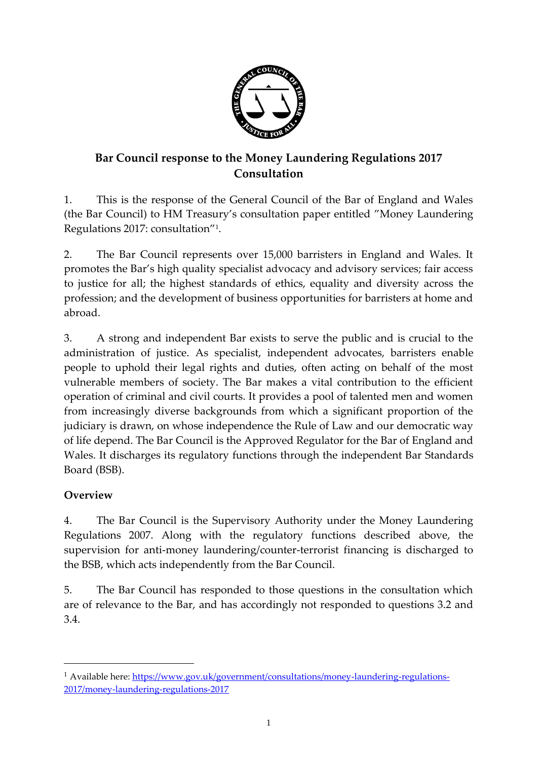# Bar Council response to the Money Laundering Regulations 2017 Consultation

1. This is the response of the General Council of the Bar of England and Wales (the Bar Council) to HM Treasury's consultation paper entitled "Money Laundering Regulations 2017: consultation"[1].

2. The Bar Council represents over 15,000 barristers in England and Wales. It promotes the Bar's high quality specialist advocacy and advisory services; fair access to justice for all; the highest standards of ethics, equality and diversity across the profession; and the development of business opportunities for barristers at home and abroad.

3. A strong and independent Bar exists to serve the public and is crucial to the administration of justice. As specialist, independent advocates, barristers enable people to uphold their legal rights and duties, often acting on behalf of the most vulnerable members of society. The Bar makes a vital contribution to the efficient operation of criminal and civil courts. It provides a pool of talented men and women from increasingly diverse backgrounds from which a significant proportion of the judiciary is drawn, on whose independence the Rule of Law and our democratic way of life depend. The Bar Council is the Approved Regulator for the Bar of England and Wales. It discharges its regulatory functions through the independent Bar Standards Board (BSB).

## Overview

4. The Bar Council is the Supervisory Authority under the Money Laundering Regulations 2007. Along with the regulatory functions described above, the supervision for anti-money laundering/counter-terrorist financing is discharged to the BSB, which acts independently from the Bar Council.

5. The Bar Council has responded to those questions in the consultation which are of relevance to the Bar, and has accordingly not responded to questions 3.2 and 3.4.

---

[1] Available here: https://www.gov.uk/government/consultations/money-laundering-regulations-2017/money-laundering-regulations-2017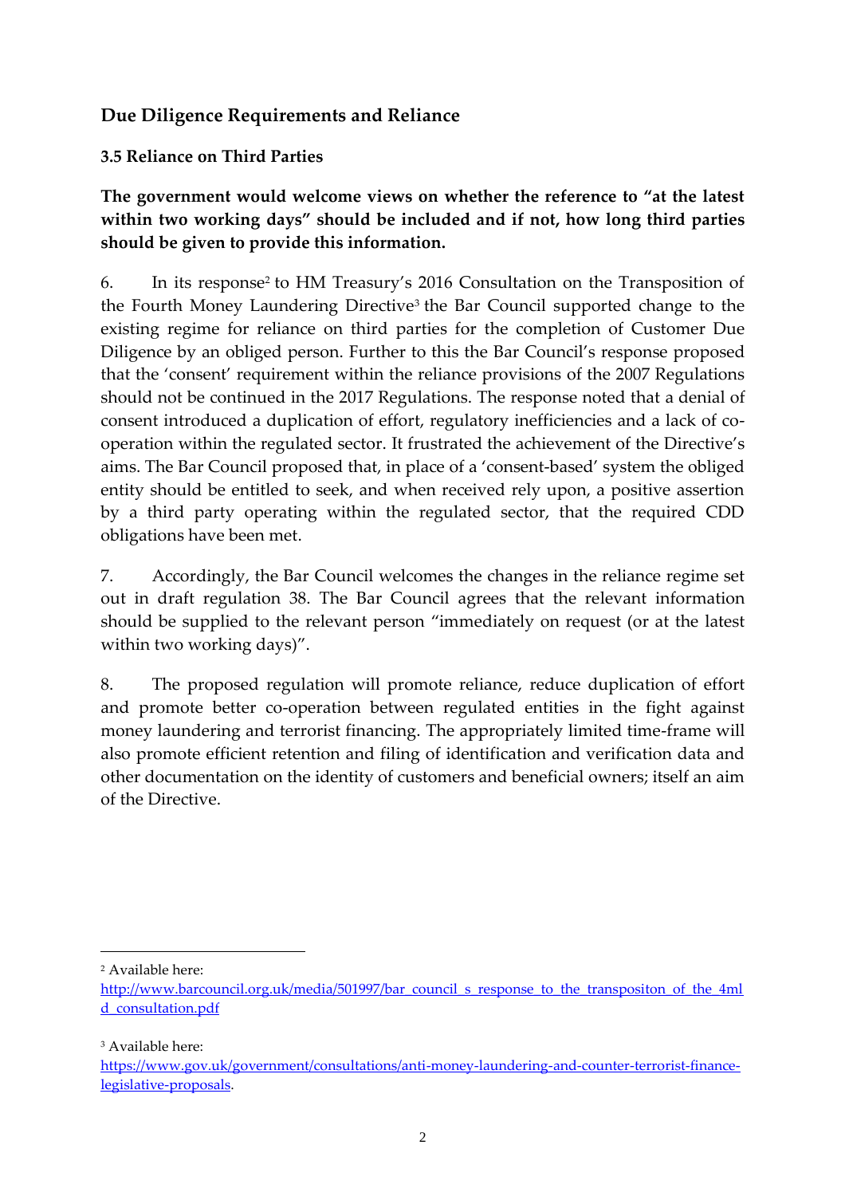## Due Diligence Requirements and Reliance

### 3.5 Reliance on Third Parties

**The government would welcome views on whether the reference to "at the latest within two working days" should be included and if not, how long third parties should be given to provide this information.**

6. In its response[2] to HM Treasury's 2016 Consultation on the Transposition of the Fourth Money Laundering Directive[3] the Bar Council supported change to the existing regime for reliance on third parties for the completion of Customer Due Diligence by an obliged person. Further to this the Bar Council's response proposed that the 'consent' requirement within the reliance provisions of the 2007 Regulations should not be continued in the 2017 Regulations. The response noted that a denial of consent introduced a duplication of effort, regulatory inefficiencies and a lack of co-operation within the regulated sector. It frustrated the achievement of the Directive's aims. The Bar Council proposed that, in place of a 'consent-based' system the obliged entity should be entitled to seek, and when received rely upon, a positive assertion by a third party operating within the regulated sector, that the required CDD obligations have been met.

7. Accordingly, the Bar Council welcomes the changes in the reliance regime set out in draft regulation 38. The Bar Council agrees that the relevant information should be supplied to the relevant person "immediately on request (or at the latest within two working days)".

8. The proposed regulation will promote reliance, reduce duplication of effort and promote better co-operation between regulated entities in the fight against money laundering and terrorist financing. The appropriately limited time-frame will also promote efficient retention and filing of identification and verification data and other documentation on the identity of customers and beneficial owners; itself an aim of the Directive.

---

[2] Available here: http://www.barcouncil.org.uk/media/501997/bar_council_s_response_to_the_transpositon_of_the_4mld_consultation.pdf

[3] Available here: https://www.gov.uk/government/consultations/anti-money-laundering-and-counter-terrorist-finance-legislative-proposals.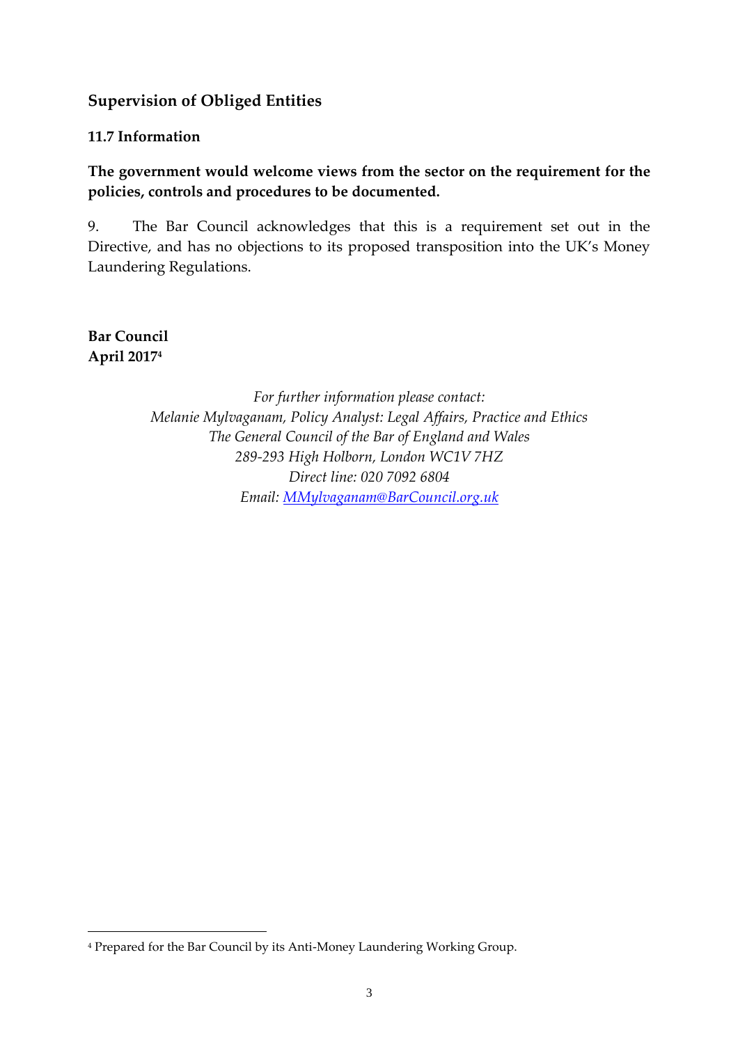## Supervision of Obliged Entities

### 11.7 Information

**The government would welcome views from the sector on the requirement for the policies, controls and procedures to be documented.**

9. The Bar Council acknowledges that this is a requirement set out in the Directive, and has no objections to its proposed transposition into the UK's Money Laundering Regulations.

**Bar Council**
**April 2017**[4]

*For further information please contact:*
*Melanie Mylvaganam, Policy Analyst: Legal Affairs, Practice and Ethics*
*The General Council of the Bar of England and Wales*
*289-293 High Holborn, London WC1V 7HZ*
*Direct line: 020 7092 6804*
*Email: MMylvaganam@BarCouncil.org.uk*

[4] Prepared for the Bar Council by its Anti-Money Laundering Working Group.